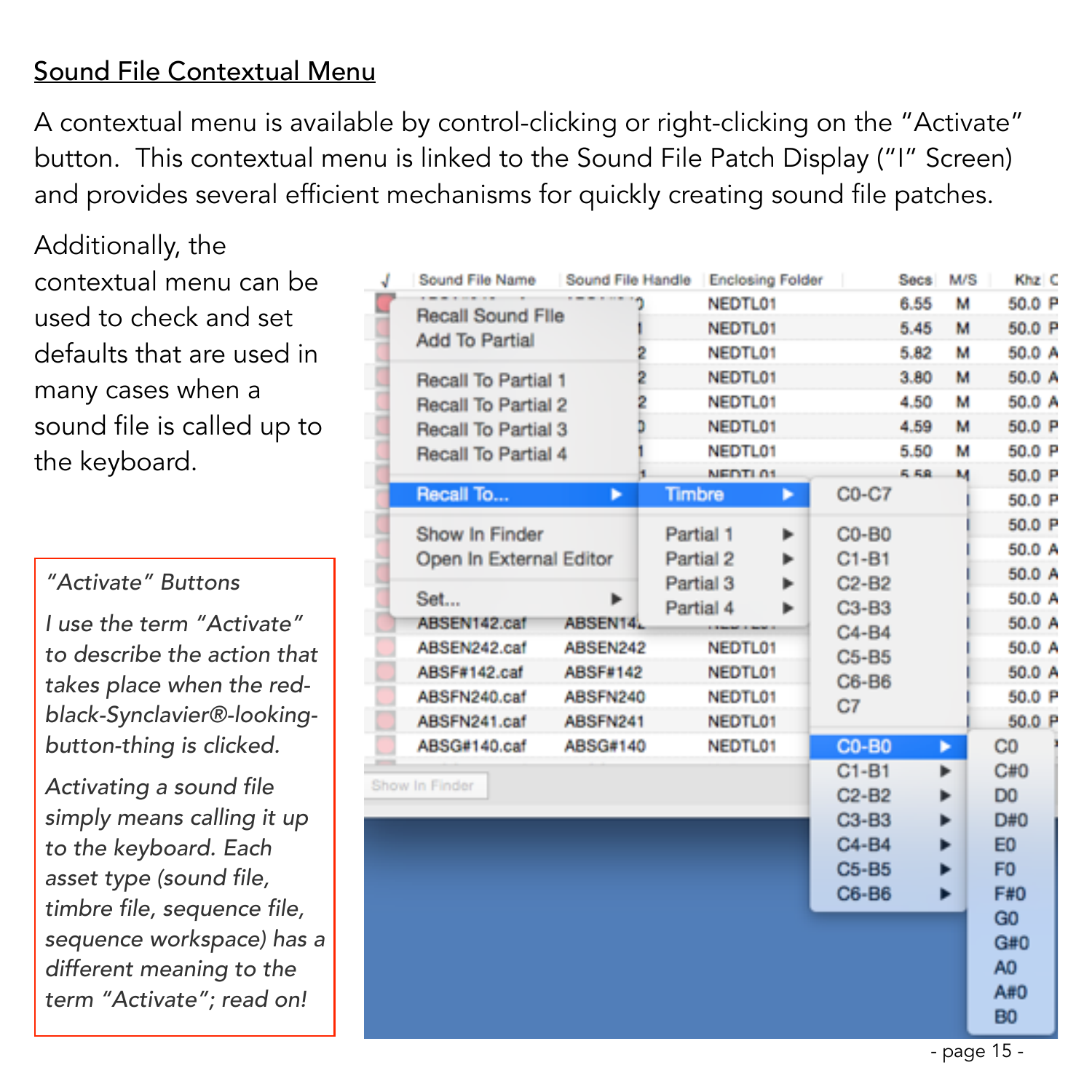## Sound File Contextual Menu

A contextual menu is available by control-clicking or right-clicking on the "Activate" button. This contextual menu is linked to the Sound File Patch Display ("I" Screen) and provides several efficient mechanisms for quickly creating sound file patches.

Additionally, the contextual menu can be used to check and set defaults that are used in many cases when a sound file is called up to the keyboard.

> *"Activate" Buttons*
>
> *I use the term "Activate" to describe the action that takes place when the red-black-Synclavier®-looking-button-thing is clicked.*
>
> *Activating a sound file simply means calling it up to the keyboard. Each asset type (sound file, timbre file, sequence file, sequence workspace) has a different meaning to the term "Activate"; read on!*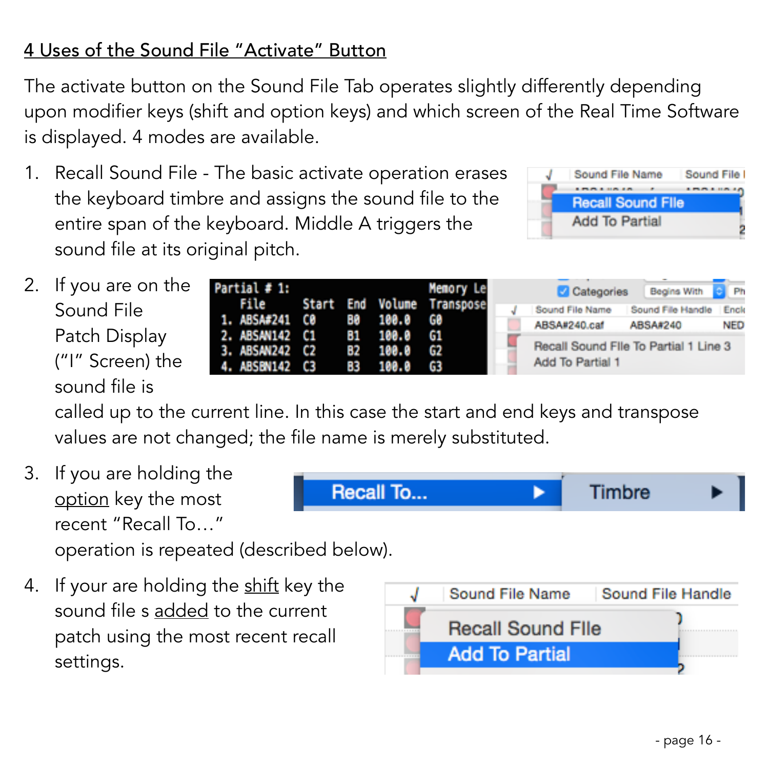## 4 Uses of the Sound File "Activate" Button

The activate button on the Sound File Tab operates slightly differently depending upon modifier keys (shift and option keys) and which screen of the Real Time Software is displayed. 4 modes are available.

1. Recall Sound File - The basic activate operation erases the keyboard timbre and assigns the sound file to the entire span of the keyboard. Middle A triggers the sound file at its original pitch.

2. If you are on the Sound File Patch Display ("I" Screen) the sound file is called up to the current line. In this case the start and end keys and transpose values are not changed; the file name is merely substituted.

3. If you are holding the option key the most recent "Recall To…" operation is repeated (described below).

4. If your are holding the shift key the sound file s added to the current patch using the most recent recall settings.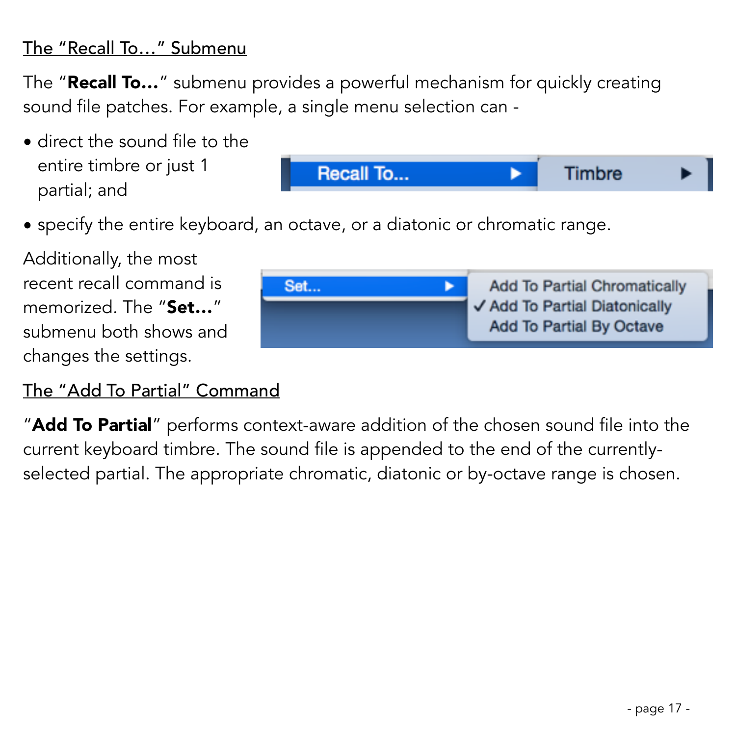## The "Recall To…" Submenu

The "**Recall To…**" submenu provides a powerful mechanism for quickly creating sound file patches. For example, a single menu selection can -

- direct the sound file to the entire timbre or just 1 partial; and
- specify the entire keyboard, an octave, or a diatonic or chromatic range.

Additionally, the most recent recall command is memorized. The "**Set…**" submenu both shows and changes the settings.

## The "Add To Partial" Command

"**Add To Partial**" performs context-aware addition of the chosen sound file into the current keyboard timbre. The sound file is appended to the end of the currently-selected partial. The appropriate chromatic, diatonic or by-octave range is chosen.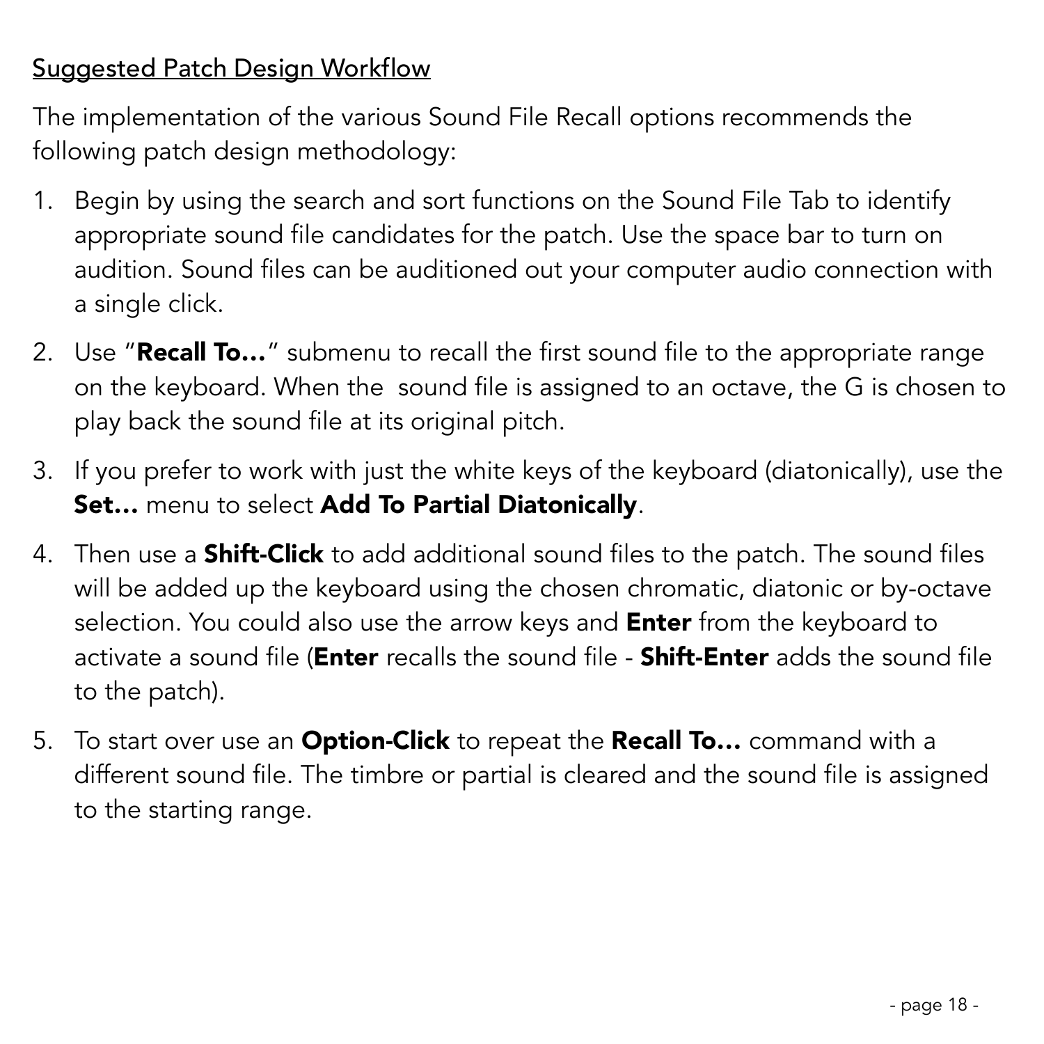## Suggested Patch Design Workflow

The implementation of the various Sound File Recall options recommends the following patch design methodology:

1. Begin by using the search and sort functions on the Sound File Tab to identify appropriate sound file candidates for the patch. Use the space bar to turn on audition. Sound files can be auditioned out your computer audio connection with a single click.
2. Use "**Recall To…**" submenu to recall the first sound file to the appropriate range on the keyboard. When the sound file is assigned to an octave, the G is chosen to play back the sound file at its original pitch.
3. If you prefer to work with just the white keys of the keyboard (diatonically), use the **Set…** menu to select **Add To Partial Diatonically**.
4. Then use a **Shift-Click** to add additional sound files to the patch. The sound files will be added up the keyboard using the chosen chromatic, diatonic or by-octave selection. You could also use the arrow keys and **Enter** from the keyboard to activate a sound file (**Enter** recalls the sound file - **Shift-Enter** adds the sound file to the patch).
5. To start over use an **Option-Click** to repeat the **Recall To…** command with a different sound file. The timbre or partial is cleared and the sound file is assigned to the starting range.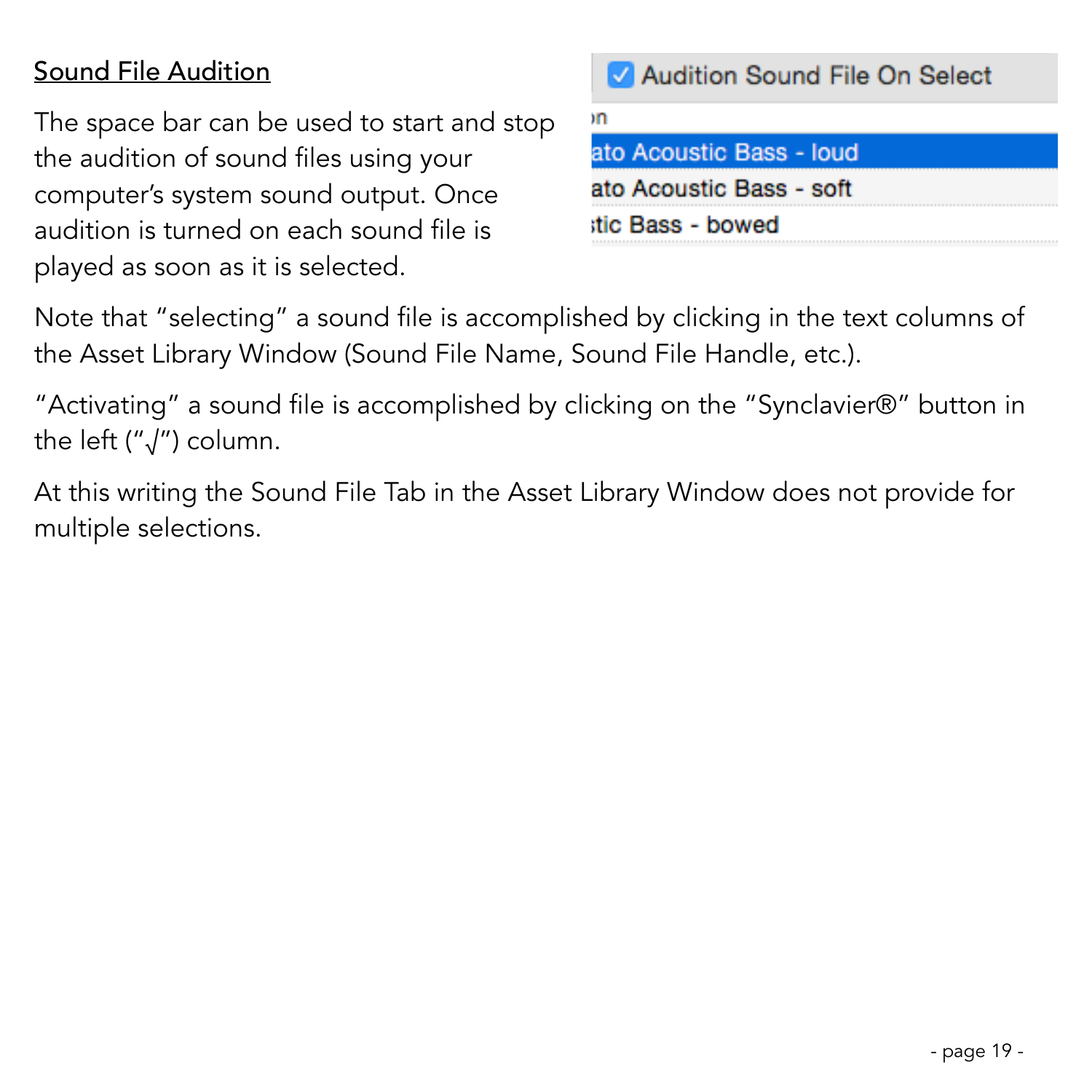## Sound File Audition

The space bar can be used to start and stop the audition of sound files using your computer's system sound output. Once audition is turned on each sound file is played as soon as it is selected.

Note that "selecting" a sound file is accomplished by clicking in the text columns of the Asset Library Window (Sound File Name, Sound File Handle, etc.).

"Activating" a sound file is accomplished by clicking on the "Synclavier®" button in the left ("√") column.

At this writing the Sound File Tab in the Asset Library Window does not provide for multiple selections.